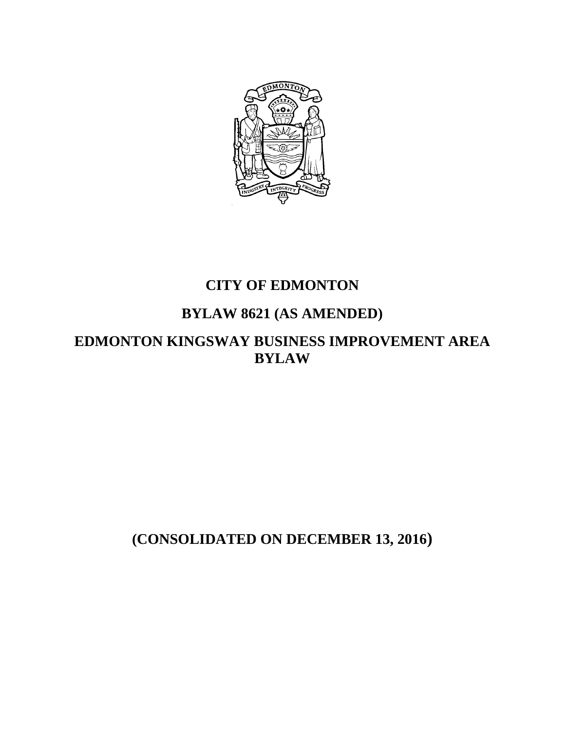# CITY OF EDMONTON

## BYLAW 8621 (AS AMENDED)

## EDMONTON KINGSWAY BUSINESS IMPROVEMENT AREA BYLAW

**(CONSOLIDATED ON DECEMBER 13, 2016)**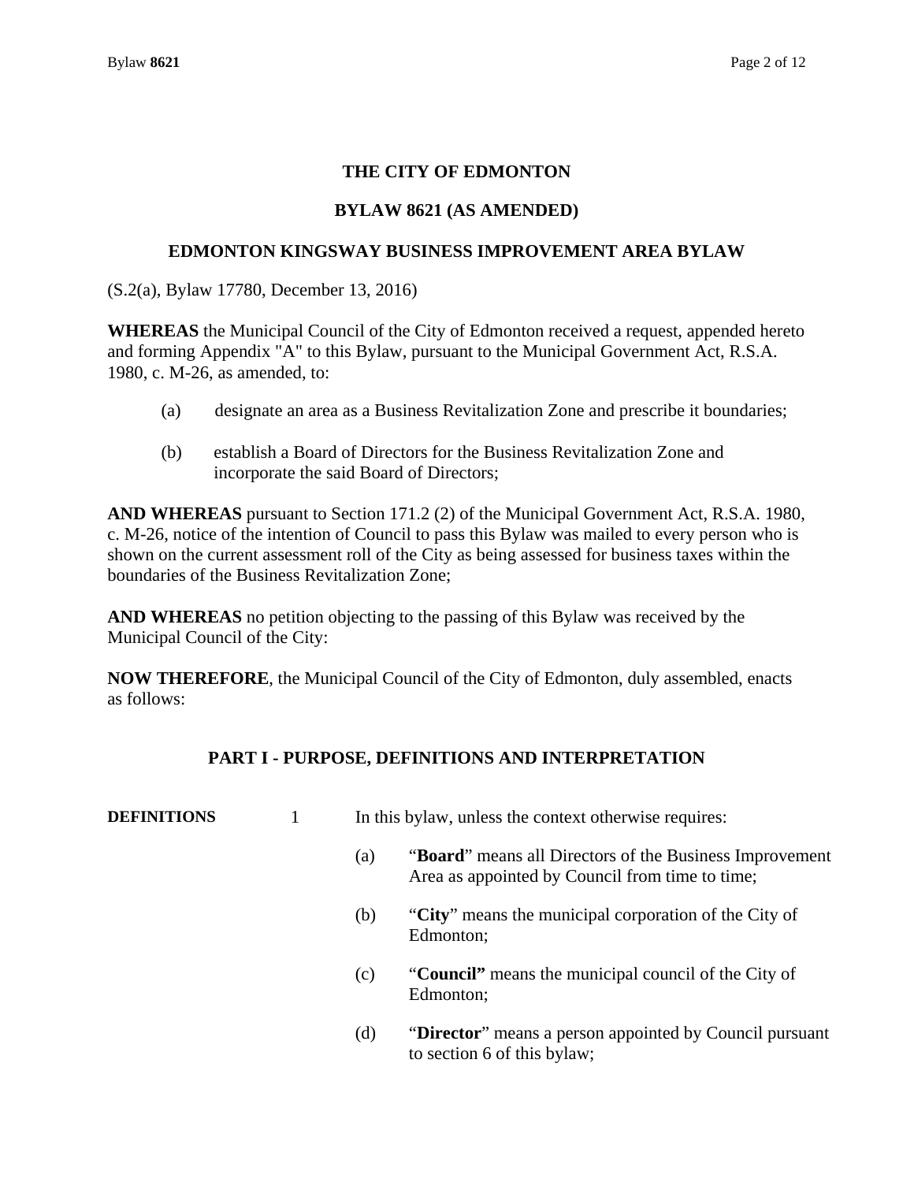# THE CITY OF EDMONTON

## BYLAW 8621 (AS AMENDED)

## EDMONTON KINGSWAY BUSINESS IMPROVEMENT AREA BYLAW

(S.2(a), Bylaw 17780, December 13, 2016)

**WHEREAS** the Municipal Council of the City of Edmonton received a request, appended hereto and forming Appendix "A" to this Bylaw, pursuant to the Municipal Government Act, R.S.A. 1980, c. M-26, as amended, to:

(a) designate an area as a Business Revitalization Zone and prescribe it boundaries;

(b) establish a Board of Directors for the Business Revitalization Zone and incorporate the said Board of Directors;

**AND WHEREAS** pursuant to Section 171.2 (2) of the Municipal Government Act, R.S.A. 1980, c. M-26, notice of the intention of Council to pass this Bylaw was mailed to every person who is shown on the current assessment roll of the City as being assessed for business taxes within the boundaries of the Business Revitalization Zone;

**AND WHEREAS** no petition objecting to the passing of this Bylaw was received by the Municipal Council of the City:

**NOW THEREFORE**, the Municipal Council of the City of Edmonton, duly assembled, enacts as follows:

## PART I - PURPOSE, DEFINITIONS AND INTERPRETATION

**DEFINITIONS**

1 In this bylaw, unless the context otherwise requires:

(a) "**Board**" means all Directors of the Business Improvement Area as appointed by Council from time to time;

(b) "**City**" means the municipal corporation of the City of Edmonton;

(c) "**Council"** means the municipal council of the City of Edmonton;

(d) "**Director**" means a person appointed by Council pursuant to section 6 of this bylaw;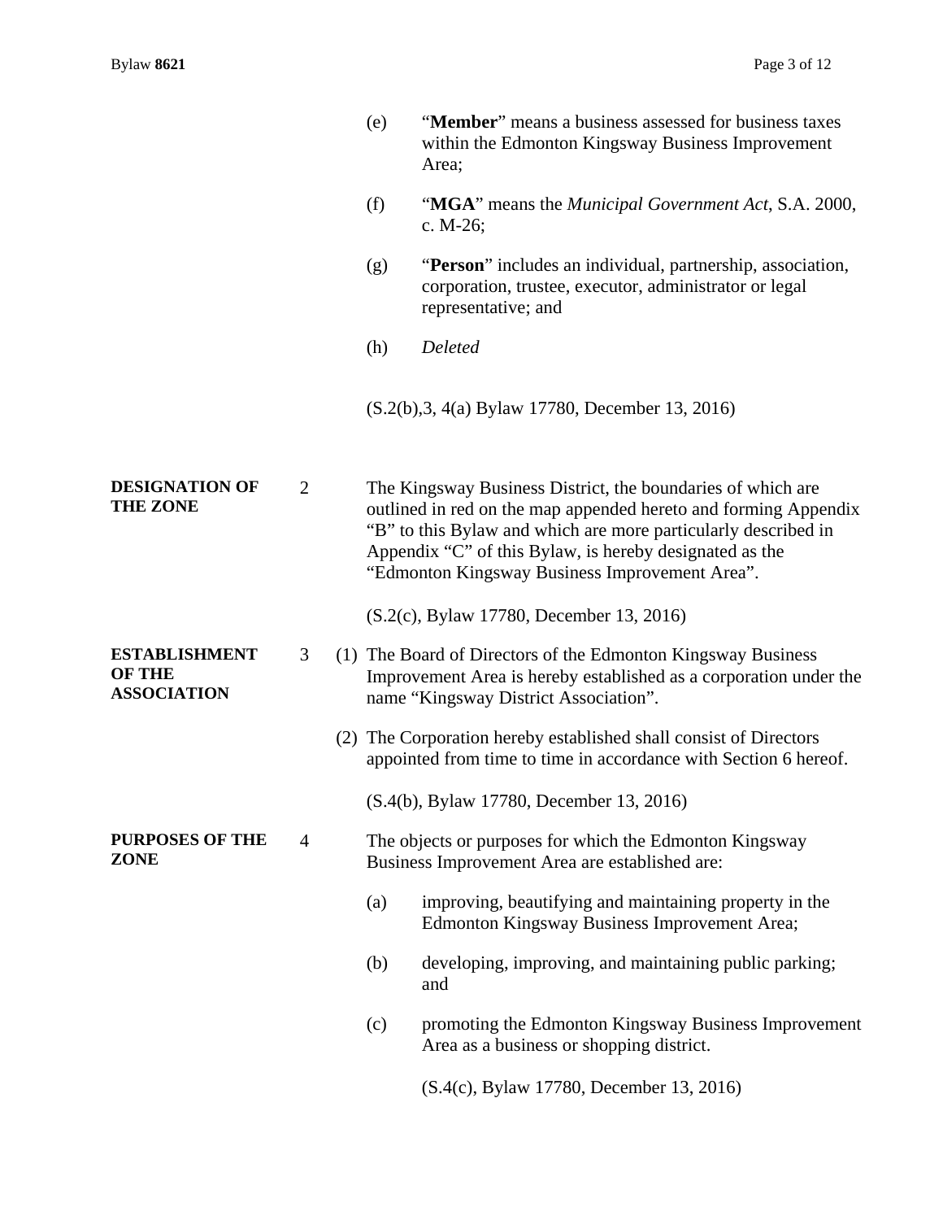(e) "**Member**" means a business assessed for business taxes within the Edmonton Kingsway Business Improvement Area;

(f) "**MGA**" means the *Municipal Government Act*, S.A. 2000, c. M-26;

(g) "**Person**" includes an individual, partnership, association, corporation, trustee, executor, administrator or legal representative; and

(h) *Deleted*

(S.2(b),3, 4(a) Bylaw 17780, December 13, 2016)

**DESIGNATION OF THE ZONE**

2 The Kingsway Business District, the boundaries of which are outlined in red on the map appended hereto and forming Appendix "B" to this Bylaw and which are more particularly described in Appendix "C" of this Bylaw, is hereby designated as the "Edmonton Kingsway Business Improvement Area".

(S.2(c), Bylaw 17780, December 13, 2016)

**ESTABLISHMENT OF THE ASSOCIATION**

3 (1) The Board of Directors of the Edmonton Kingsway Business Improvement Area is hereby established as a corporation under the name "Kingsway District Association".

(2) The Corporation hereby established shall consist of Directors appointed from time to time in accordance with Section 6 hereof.

(S.4(b), Bylaw 17780, December 13, 2016)

**PURPOSES OF THE ZONE**

4 The objects or purposes for which the Edmonton Kingsway Business Improvement Area are established are:

(a) improving, beautifying and maintaining property in the Edmonton Kingsway Business Improvement Area;

(b) developing, improving, and maintaining public parking; and

(c) promoting the Edmonton Kingsway Business Improvement Area as a business or shopping district.

(S.4(c), Bylaw 17780, December 13, 2016)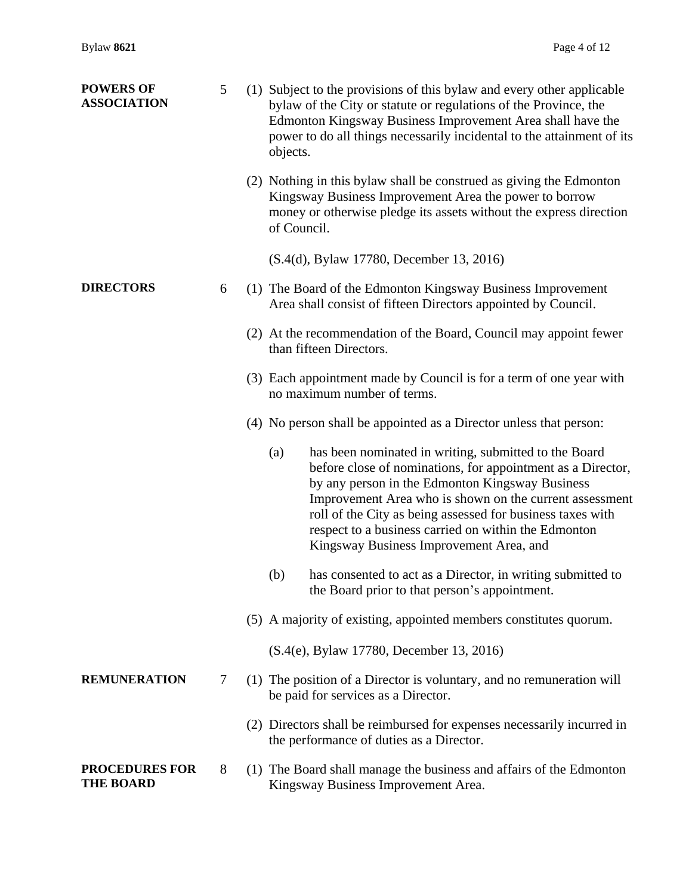**POWERS OF ASSOCIATION**

5 (1) Subject to the provisions of this bylaw and every other applicable bylaw of the City or statute or regulations of the Province, the Edmonton Kingsway Business Improvement Area shall have the power to do all things necessarily incidental to the attainment of its objects.

(2) Nothing in this bylaw shall be construed as giving the Edmonton Kingsway Business Improvement Area the power to borrow money or otherwise pledge its assets without the express direction of Council.

(S.4(d), Bylaw 17780, December 13, 2016)

**DIRECTORS**

6 (1) The Board of the Edmonton Kingsway Business Improvement Area shall consist of fifteen Directors appointed by Council.

(2) At the recommendation of the Board, Council may appoint fewer than fifteen Directors.

(3) Each appointment made by Council is for a term of one year with no maximum number of terms.

(4) No person shall be appointed as a Director unless that person:

(a) has been nominated in writing, submitted to the Board before close of nominations, for appointment as a Director, by any person in the Edmonton Kingsway Business Improvement Area who is shown on the current assessment roll of the City as being assessed for business taxes with respect to a business carried on within the Edmonton Kingsway Business Improvement Area, and

(b) has consented to act as a Director, in writing submitted to the Board prior to that person's appointment.

(5) A majority of existing, appointed members constitutes quorum.

(S.4(e), Bylaw 17780, December 13, 2016)

**REMUNERATION**

7 (1) The position of a Director is voluntary, and no remuneration will be paid for services as a Director.

(2) Directors shall be reimbursed for expenses necessarily incurred in the performance of duties as a Director.

**PROCEDURES FOR THE BOARD**

8 (1) The Board shall manage the business and affairs of the Edmonton Kingsway Business Improvement Area.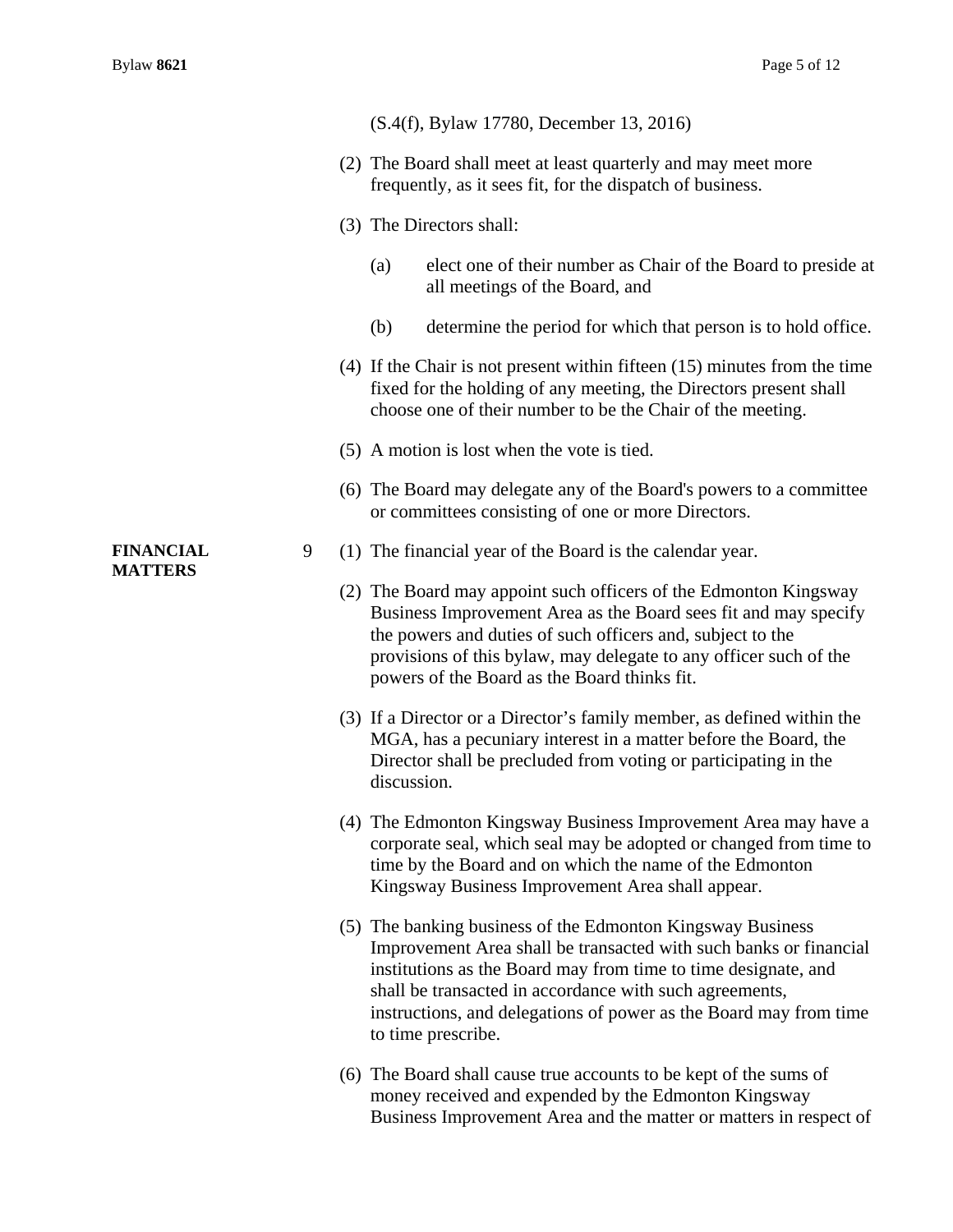(S.4(f), Bylaw 17780, December 13, 2016)

(2) The Board shall meet at least quarterly and may meet more frequently, as it sees fit, for the dispatch of business.

(3) The Directors shall:

(a) elect one of their number as Chair of the Board to preside at all meetings of the Board, and

(b) determine the period for which that person is to hold office.

(4) If the Chair is not present within fifteen (15) minutes from the time fixed for the holding of any meeting, the Directors present shall choose one of their number to be the Chair of the meeting.

(5) A motion is lost when the vote is tied.

(6) The Board may delegate any of the Board's powers to a committee or committees consisting of one or more Directors.

**FINANCIAL MATTERS**

9 (1) The financial year of the Board is the calendar year.

(2) The Board may appoint such officers of the Edmonton Kingsway Business Improvement Area as the Board sees fit and may specify the powers and duties of such officers and, subject to the provisions of this bylaw, may delegate to any officer such of the powers of the Board as the Board thinks fit.

(3) If a Director or a Director's family member, as defined within the MGA, has a pecuniary interest in a matter before the Board, the Director shall be precluded from voting or participating in the discussion.

(4) The Edmonton Kingsway Business Improvement Area may have a corporate seal, which seal may be adopted or changed from time to time by the Board and on which the name of the Edmonton Kingsway Business Improvement Area shall appear.

(5) The banking business of the Edmonton Kingsway Business Improvement Area shall be transacted with such banks or financial institutions as the Board may from time to time designate, and shall be transacted in accordance with such agreements, instructions, and delegations of power as the Board may from time to time prescribe.

(6) The Board shall cause true accounts to be kept of the sums of money received and expended by the Edmonton Kingsway Business Improvement Area and the matter or matters in respect of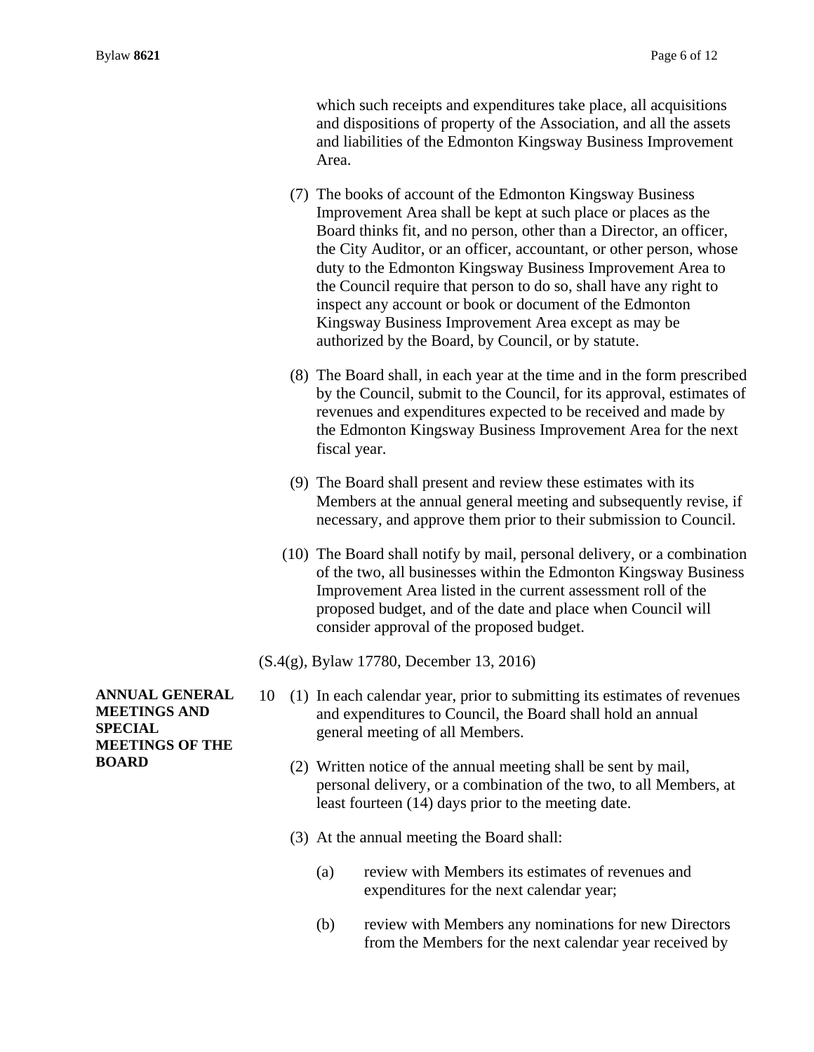which such receipts and expenditures take place, all acquisitions and dispositions of property of the Association, and all the assets and liabilities of the Edmonton Kingsway Business Improvement Area.

(7) The books of account of the Edmonton Kingsway Business Improvement Area shall be kept at such place or places as the Board thinks fit, and no person, other than a Director, an officer, the City Auditor, or an officer, accountant, or other person, whose duty to the Edmonton Kingsway Business Improvement Area to the Council require that person to do so, shall have any right to inspect any account or book or document of the Edmonton Kingsway Business Improvement Area except as may be authorized by the Board, by Council, or by statute.

(8) The Board shall, in each year at the time and in the form prescribed by the Council, submit to the Council, for its approval, estimates of revenues and expenditures expected to be received and made by the Edmonton Kingsway Business Improvement Area for the next fiscal year.

(9) The Board shall present and review these estimates with its Members at the annual general meeting and subsequently revise, if necessary, and approve them prior to their submission to Council.

(10) The Board shall notify by mail, personal delivery, or a combination of the two, all businesses within the Edmonton Kingsway Business Improvement Area listed in the current assessment roll of the proposed budget, and of the date and place when Council will consider approval of the proposed budget.

(S.4(g), Bylaw 17780, December 13, 2016)

**ANNUAL GENERAL MEETINGS AND SPECIAL MEETINGS OF THE BOARD**

10 (1) In each calendar year, prior to submitting its estimates of revenues and expenditures to Council, the Board shall hold an annual general meeting of all Members.

(2) Written notice of the annual meeting shall be sent by mail, personal delivery, or a combination of the two, to all Members, at least fourteen (14) days prior to the meeting date.

(3) At the annual meeting the Board shall:

(a) review with Members its estimates of revenues and expenditures for the next calendar year;

(b) review with Members any nominations for new Directors from the Members for the next calendar year received by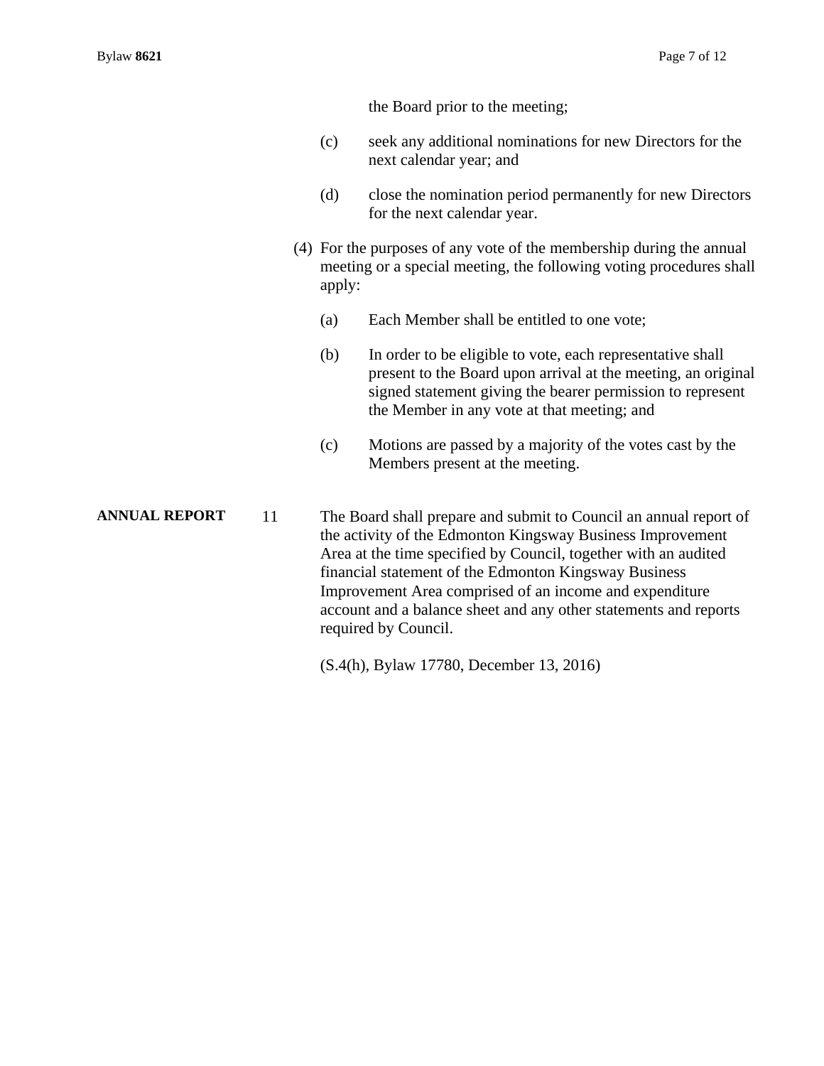the Board prior to the meeting;

(c) seek any additional nominations for new Directors for the next calendar year; and

(d) close the nomination period permanently for new Directors for the next calendar year.

(4) For the purposes of any vote of the membership during the annual meeting or a special meeting, the following voting procedures shall apply:

(a) Each Member shall be entitled to one vote;

(b) In order to be eligible to vote, each representative shall present to the Board upon arrival at the meeting, an original signed statement giving the bearer permission to represent the Member in any vote at that meeting; and

(c) Motions are passed by a majority of the votes cast by the Members present at the meeting.

**ANNUAL REPORT**

11 The Board shall prepare and submit to Council an annual report of the activity of the Edmonton Kingsway Business Improvement Area at the time specified by Council, together with an audited financial statement of the Edmonton Kingsway Business Improvement Area comprised of an income and expenditure account and a balance sheet and any other statements and reports required by Council.

(S.4(h), Bylaw 17780, December 13, 2016)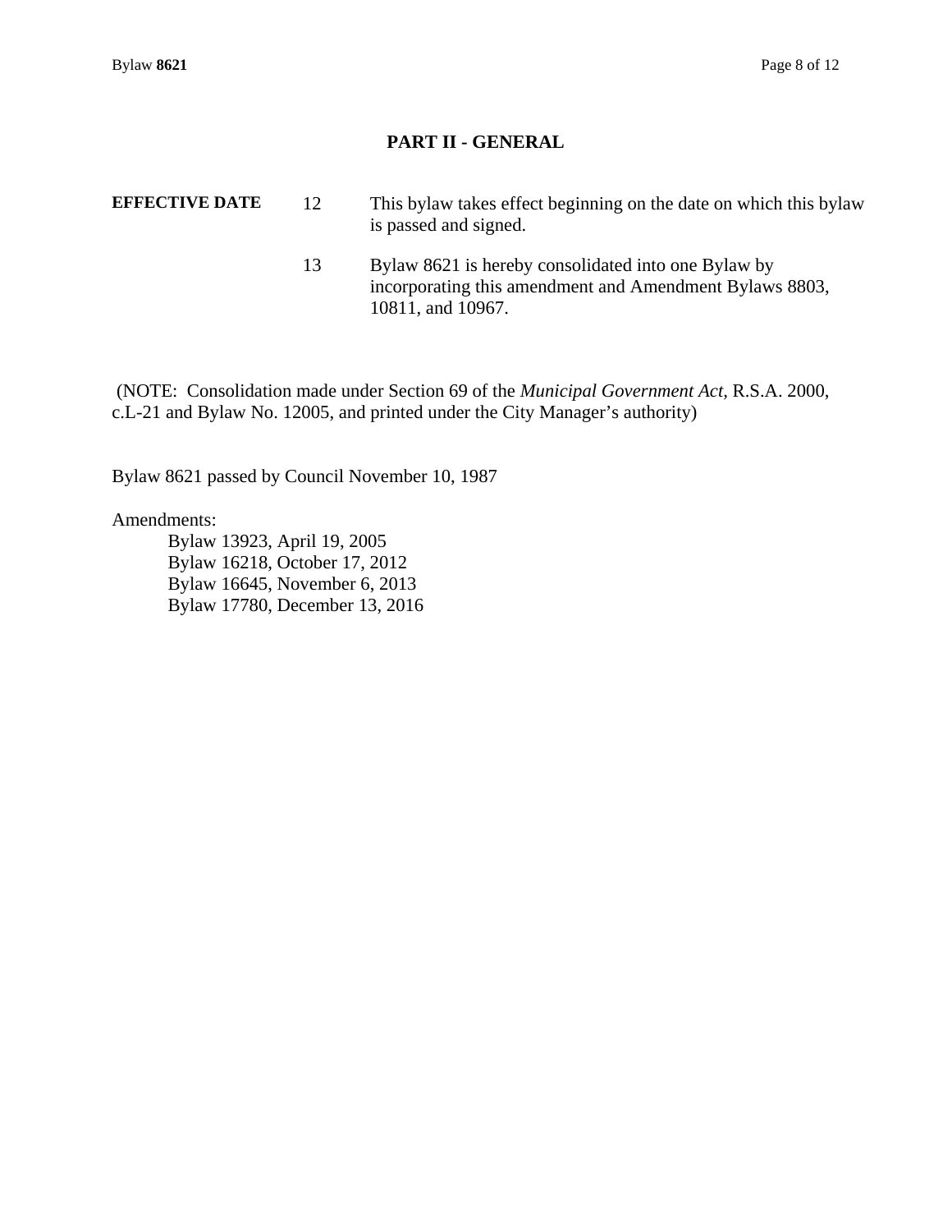## PART II - GENERAL

**EFFECTIVE DATE**

12 This bylaw takes effect beginning on the date on which this bylaw is passed and signed.

13 Bylaw 8621 is hereby consolidated into one Bylaw by incorporating this amendment and Amendment Bylaws 8803, 10811, and 10967.

(NOTE: Consolidation made under Section 69 of the *Municipal Government Act*, R.S.A. 2000, c.L-21 and Bylaw No. 12005, and printed under the City Manager's authority)

Bylaw 8621 passed by Council November 10, 1987

Amendments:

Bylaw 13923, April 19, 2005
Bylaw 16218, October 17, 2012
Bylaw 16645, November 6, 2013
Bylaw 17780, December 13, 2016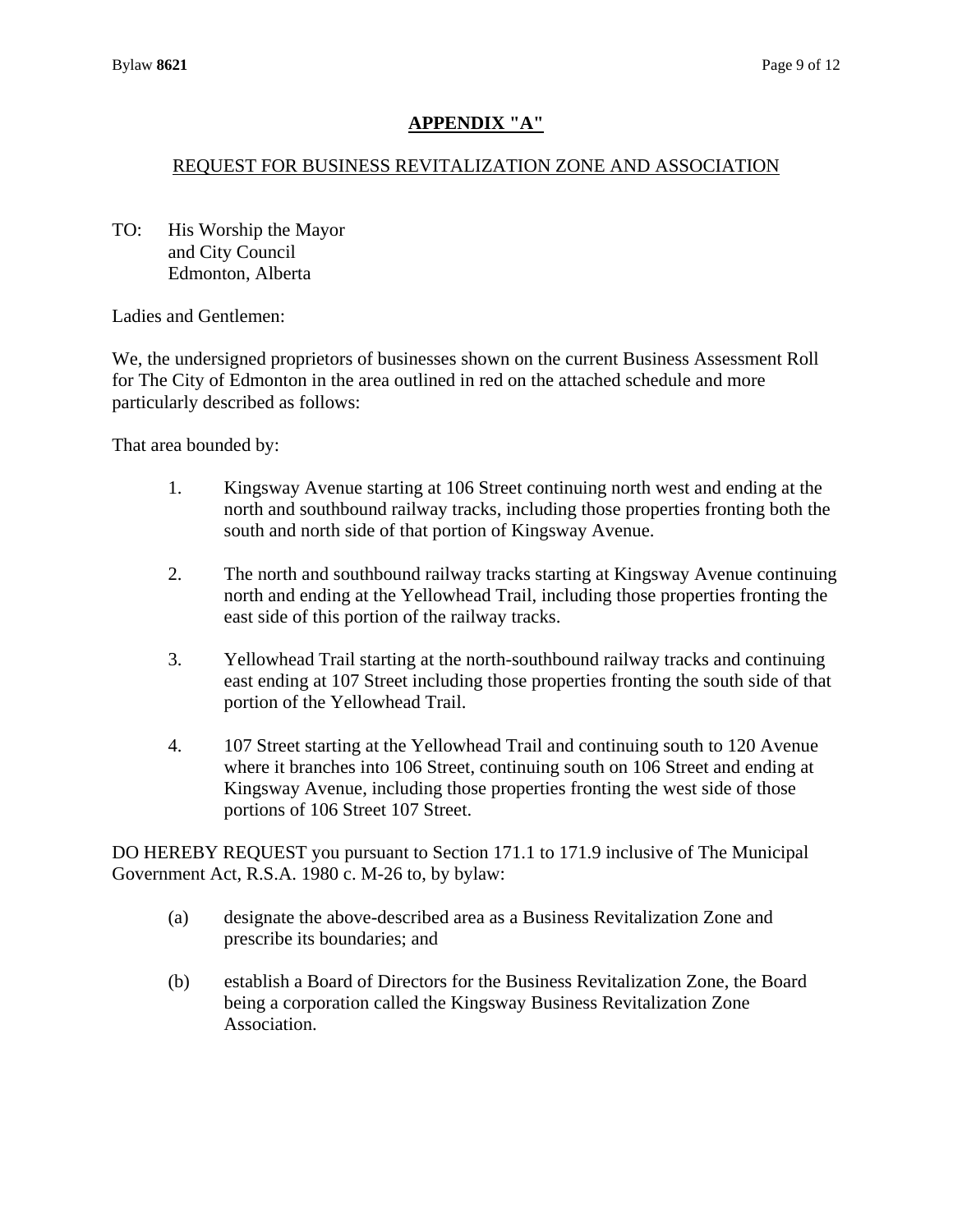## APPENDIX "A"

REQUEST FOR BUSINESS REVITALIZATION ZONE AND ASSOCIATION

TO: His Worship the Mayor
and City Council
Edmonton, Alberta

Ladies and Gentlemen:

We, the undersigned proprietors of businesses shown on the current Business Assessment Roll for The City of Edmonton in the area outlined in red on the attached schedule and more particularly described as follows:

That area bounded by:

1. Kingsway Avenue starting at 106 Street continuing north west and ending at the north and southbound railway tracks, including those properties fronting both the south and north side of that portion of Kingsway Avenue.

2. The north and southbound railway tracks starting at Kingsway Avenue continuing north and ending at the Yellowhead Trail, including those properties fronting the east side of this portion of the railway tracks.

3. Yellowhead Trail starting at the north-southbound railway tracks and continuing east ending at 107 Street including those properties fronting the south side of that portion of the Yellowhead Trail.

4. 107 Street starting at the Yellowhead Trail and continuing south to 120 Avenue where it branches into 106 Street, continuing south on 106 Street and ending at Kingsway Avenue, including those properties fronting the west side of those portions of 106 Street 107 Street.

DO HEREBY REQUEST you pursuant to Section 171.1 to 171.9 inclusive of The Municipal Government Act, R.S.A. 1980 c. M-26 to, by bylaw:

(a) designate the above-described area as a Business Revitalization Zone and prescribe its boundaries; and

(b) establish a Board of Directors for the Business Revitalization Zone, the Board being a corporation called the Kingsway Business Revitalization Zone Association.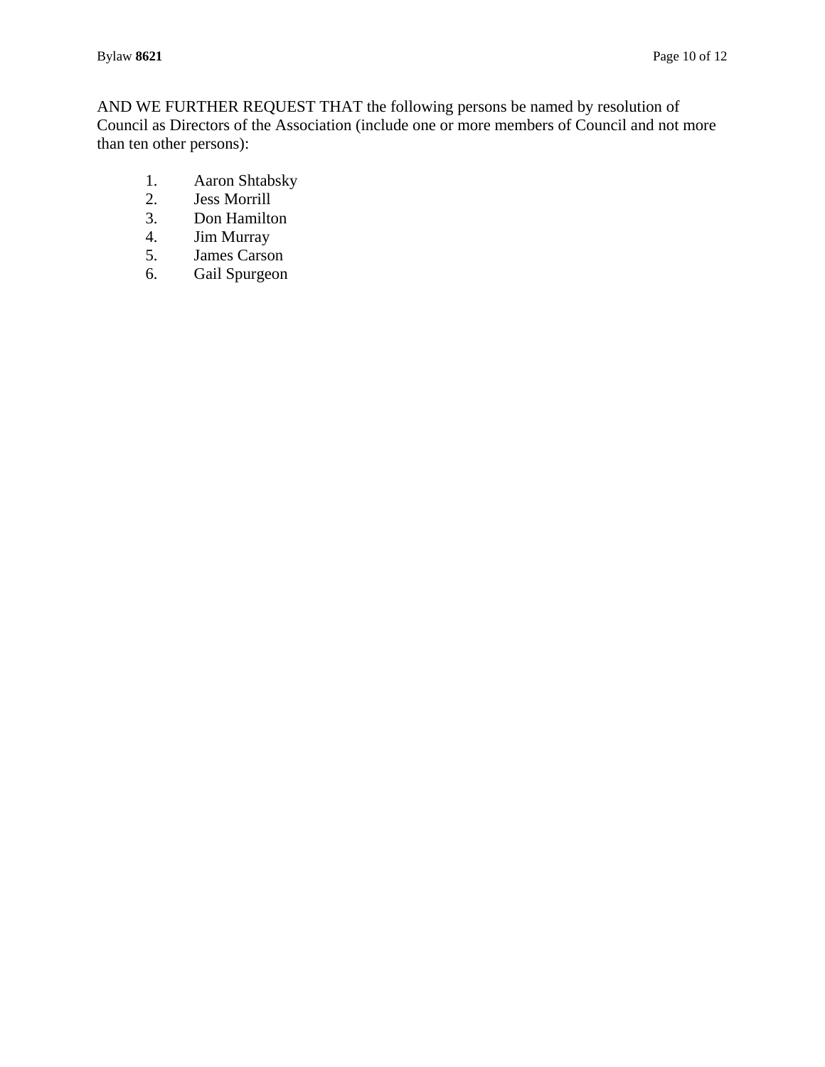AND WE FURTHER REQUEST THAT the following persons be named by resolution of Council as Directors of the Association (include one or more members of Council and not more than ten other persons):

1. Aaron Shtabsky
2. Jess Morrill
3. Don Hamilton
4. Jim Murray
5. James Carson
6. Gail Spurgeon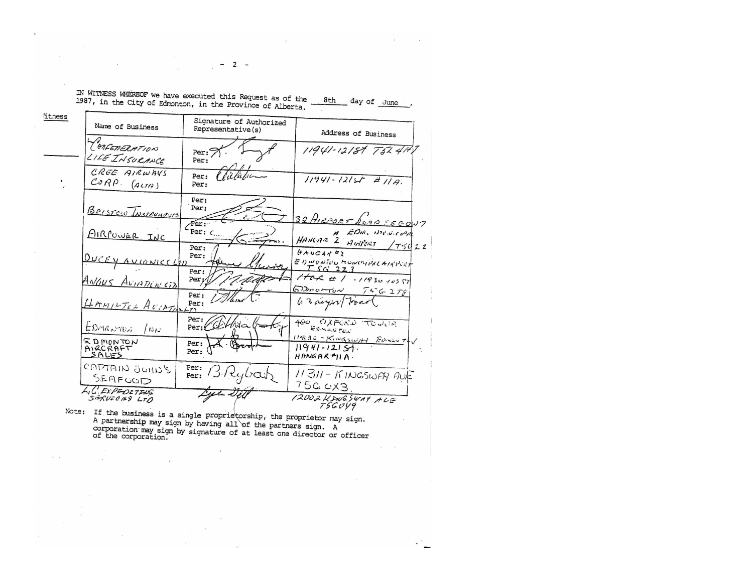IN WITNESS WHEREOF we have executed this Request as of the 8th day of June, 1987, in the City of Edmonton, in the Province of Alberta.

Witness

| Name of Business | Signature of Authorized Representative(s) | Address of Business |
|---|---|---|
| Confederation Life Insurance | Per: Per: | 11941-121St T5L 4H7 |
| Cree Airways Corp. (Alta) | Per: Per: | 11941-121St #11A. |
| Bristow Instruments | Per: Per: | 32 Airport Road T5G 0W7 |
| AirPower Inc | Per: Per: | H Edm. Municipal Hangar 2 Airport T5G 2Z |
| Ducey Avionics Ltd | Per: Per: | Hangar #2 Edmonton Municipal Airport T5G 2Z3 |
| Angus Aviation Ltd | Per: Per: | Hgr #1 - 11930 109 St Edmonton T5G 2T8 |
| Hamilton Aviation Ltd | Per: Per: | 63 Airport Road |
| Edmonton Inn | Per: Per: | 400 Oxford Tower Edmonton 11830 - Kingsway Edmonton |
| Edmonton Aircraft Sales | Per: Per: | 11941-121 St. Hangar #11A. |
| Captain John's Seafood | Per: Per: | 11311 - Kingsway Ave T5G 0X3. |
| L.C. Expediting Services Ltd | | 12002 Kingsway Ave T5G 0Y9 |

Note: If the business is a single proprietorship, the proprietor may sign. A partnership may sign by having all of the partners sign. A corporation may sign by signature of at least one director or officer of the corporation.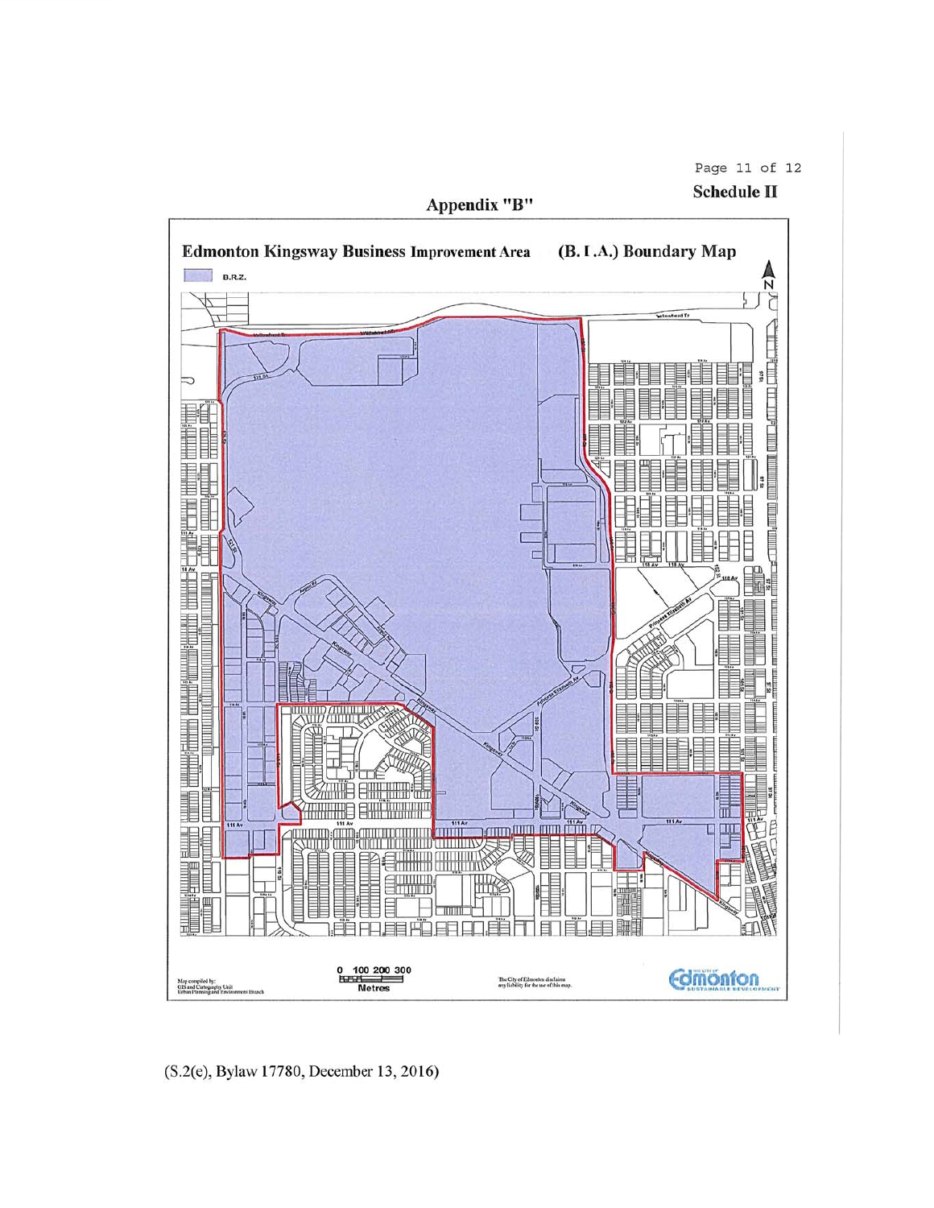**Schedule II**

## Appendix "B"

### Edmonton Kingsway Business Improvement Area (B.I.A.) Boundary Map

B.R.Z.

0 100 200 300
Metres

Map compiled by:
GIS and Cartography Unit
Urban Planning and Environment Branch

The City of Edmonton disclaims any liability for the use of this map.

Edmonton SUSTAINABLE DEVELOPMENT

(S.2(e), Bylaw 17780, December 13, 2016)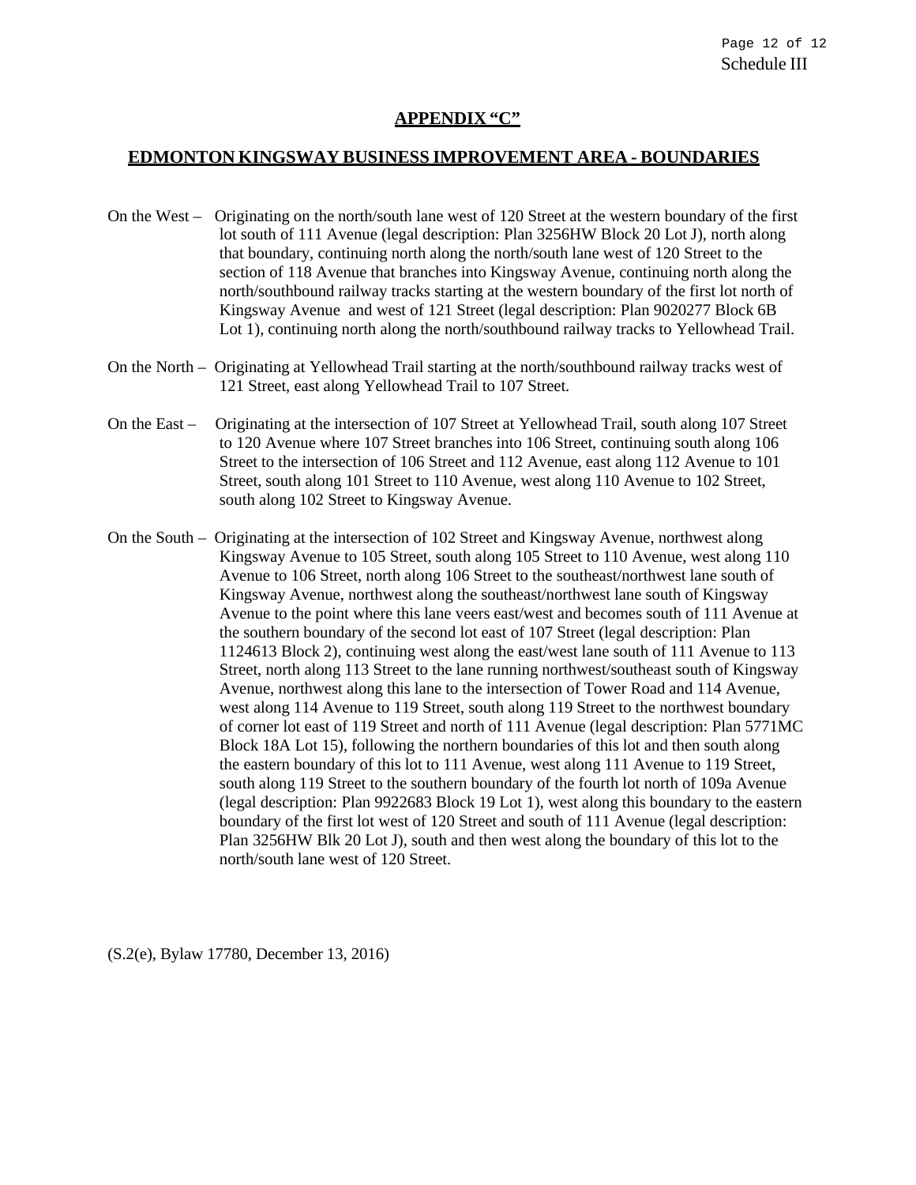Schedule III

## APPENDIX "C"

## EDMONTON KINGSWAY BUSINESS IMPROVEMENT AREA - BOUNDARIES

On the West – Originating on the north/south lane west of 120 Street at the western boundary of the first lot south of 111 Avenue (legal description: Plan 3256HW Block 20 Lot J), north along that boundary, continuing north along the north/south lane west of 120 Street to the section of 118 Avenue that branches into Kingsway Avenue, continuing north along the north/southbound railway tracks starting at the western boundary of the first lot north of Kingsway Avenue and west of 121 Street (legal description: Plan 9020277 Block 6B Lot 1), continuing north along the north/southbound railway tracks to Yellowhead Trail.

On the North – Originating at Yellowhead Trail starting at the north/southbound railway tracks west of 121 Street, east along Yellowhead Trail to 107 Street.

On the East – Originating at the intersection of 107 Street at Yellowhead Trail, south along 107 Street to 120 Avenue where 107 Street branches into 106 Street, continuing south along 106 Street to the intersection of 106 Street and 112 Avenue, east along 112 Avenue to 101 Street, south along 101 Street to 110 Avenue, west along 110 Avenue to 102 Street, south along 102 Street to Kingsway Avenue.

On the South – Originating at the intersection of 102 Street and Kingsway Avenue, northwest along Kingsway Avenue to 105 Street, south along 105 Street to 110 Avenue, west along 110 Avenue to 106 Street, north along 106 Street to the southeast/northwest lane south of Kingsway Avenue, northwest along the southeast/northwest lane south of Kingsway Avenue to the point where this lane veers east/west and becomes south of 111 Avenue at the southern boundary of the second lot east of 107 Street (legal description: Plan 1124613 Block 2), continuing west along the east/west lane south of 111 Avenue to 113 Street, north along 113 Street to the lane running northwest/southeast south of Kingsway Avenue, northwest along this lane to the intersection of Tower Road and 114 Avenue, west along 114 Avenue to 119 Street, south along 119 Street to the northwest boundary of corner lot east of 119 Street and north of 111 Avenue (legal description: Plan 5771MC Block 18A Lot 15), following the northern boundaries of this lot and then south along the eastern boundary of this lot to 111 Avenue, west along 111 Avenue to 119 Street, south along 119 Street to the southern boundary of the fourth lot north of 109a Avenue (legal description: Plan 9922683 Block 19 Lot 1), west along this boundary to the eastern boundary of the first lot west of 120 Street and south of 111 Avenue (legal description: Plan 3256HW Blk 20 Lot J), south and then west along the boundary of this lot to the north/south lane west of 120 Street.

(S.2(e), Bylaw 17780, December 13, 2016)